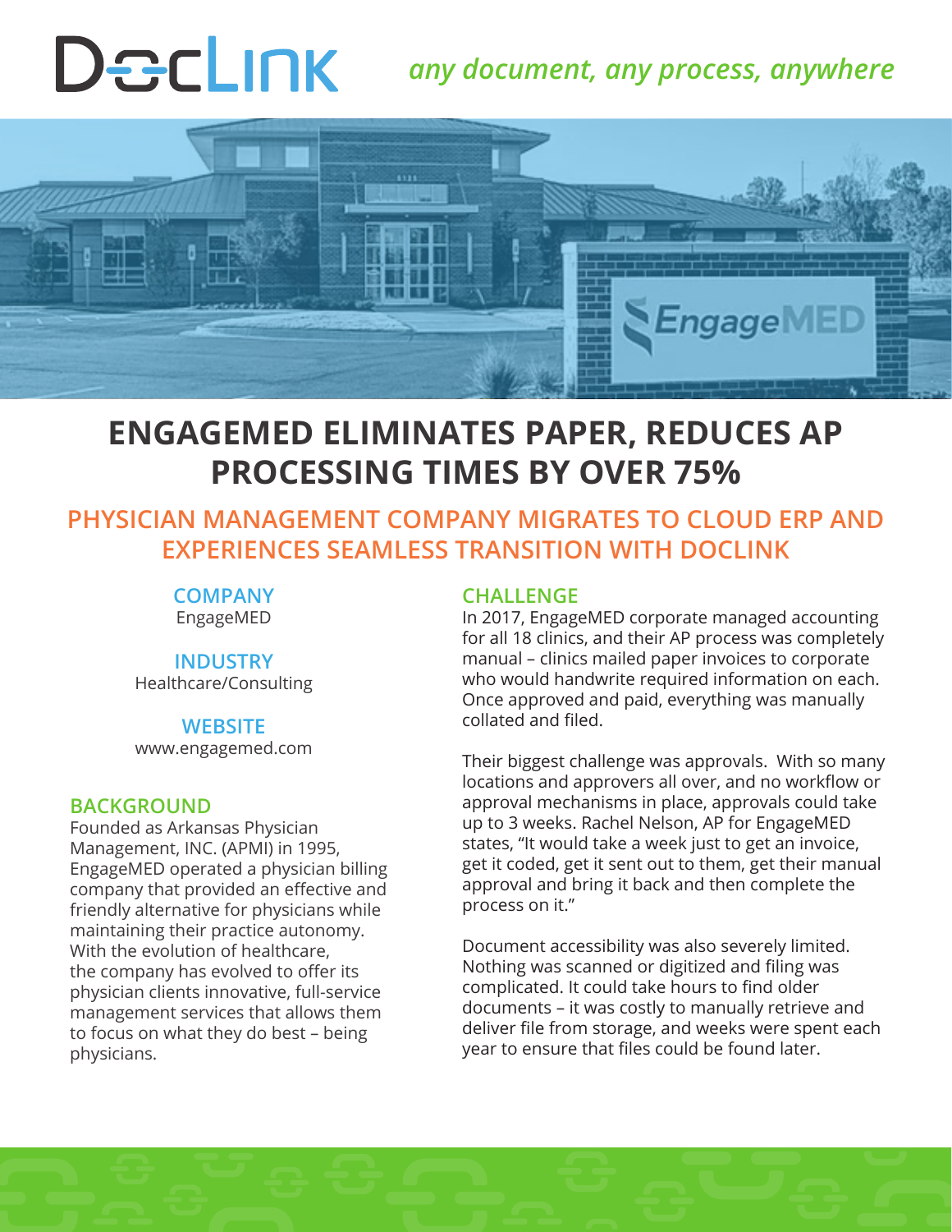DocLink *any document, any process, anywhere*

# ENGAGEMED ELIMINATES PAPER, REDUCES AP PROCESSING TIMES BY OVER 75%

## PHYSICIAN MANAGEMENT COMPANY MIGRATES TO CLOUD ERP AND EXPERIENCES SEAMLESS TRANSITION WITH DOCLINK

**COMPANY**
EngageMED

**INDUSTRY**
Healthcare/Consulting

**WEBSITE**
www.engagemed.com

### BACKGROUND

Founded as Arkansas Physician Management, INC. (APMI) in 1995, EngageMED operated a physician billing company that provided an effective and friendly alternative for physicians while maintaining their practice autonomy. With the evolution of healthcare, the company has evolved to offer its physician clients innovative, full-service management services that allows them to focus on what they do best – being physicians.

### CHALLENGE

In 2017, EngageMED corporate managed accounting for all 18 clinics, and their AP process was completely manual – clinics mailed paper invoices to corporate who would handwrite required information on each. Once approved and paid, everything was manually collated and filed.

Their biggest challenge was approvals. With so many locations and approvers all over, and no workflow or approval mechanisms in place, approvals could take up to 3 weeks. Rachel Nelson, AP for EngageMED states, "It would take a week just to get an invoice, get it coded, get it sent out to them, get their manual approval and bring it back and then complete the process on it."

Document accessibility was also severely limited. Nothing was scanned or digitized and filing was complicated. It could take hours to find older documents – it was costly to manually retrieve and deliver file from storage, and weeks were spent each year to ensure that files could be found later.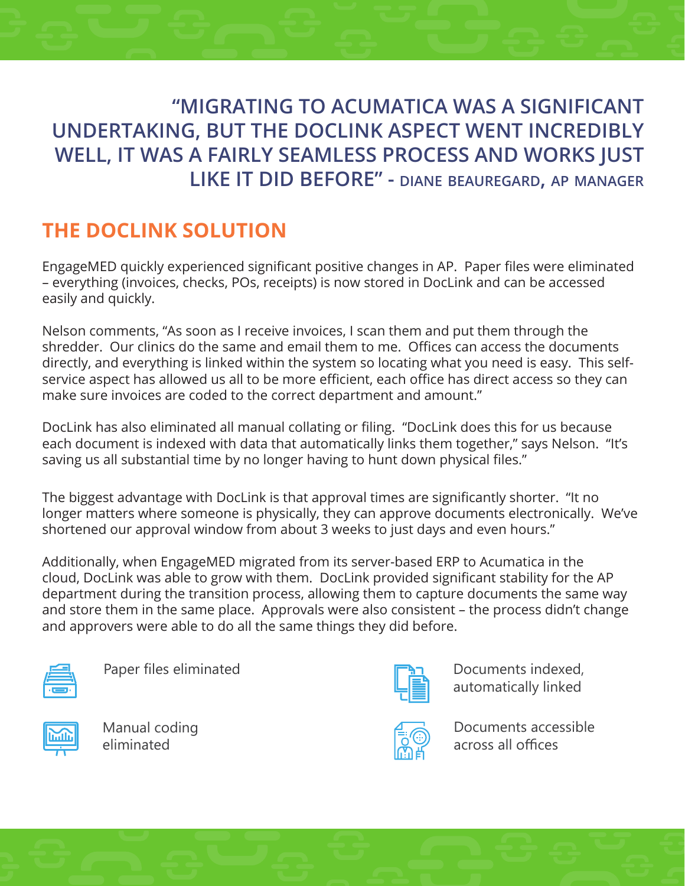**"MIGRATING TO ACUMATICA WAS A SIGNIFICANT UNDERTAKING, BUT THE DOCLINK ASPECT WENT INCREDIBLY WELL, IT WAS A FAIRLY SEAMLESS PROCESS AND WORKS JUST LIKE IT DID BEFORE" - DIANE BEAUREGARD, AP MANAGER**

## THE DOCLINK SOLUTION

EngageMED quickly experienced significant positive changes in AP. Paper files were eliminated – everything (invoices, checks, POs, receipts) is now stored in DocLink and can be accessed easily and quickly.

Nelson comments, "As soon as I receive invoices, I scan them and put them through the shredder. Our clinics do the same and email them to me. Offices can access the documents directly, and everything is linked within the system so locating what you need is easy. This self-service aspect has allowed us all to be more efficient, each office has direct access so they can make sure invoices are coded to the correct department and amount."

DocLink has also eliminated all manual collating or filing. "DocLink does this for us because each document is indexed with data that automatically links them together," says Nelson. "It's saving us all substantial time by no longer having to hunt down physical files."

The biggest advantage with DocLink is that approval times are significantly shorter. "It no longer matters where someone is physically, they can approve documents electronically. We've shortened our approval window from about 3 weeks to just days and even hours."

Additionally, when EngageMED migrated from its server-based ERP to Acumatica in the cloud, DocLink was able to grow with them. DocLink provided significant stability for the AP department during the transition process, allowing them to capture documents the same way and store them in the same place. Approvals were also consistent – the process didn't change and approvers were able to do all the same things they did before.

- Paper files eliminated
- Documents indexed, automatically linked
- Manual coding eliminated
- Documents accessible across all offices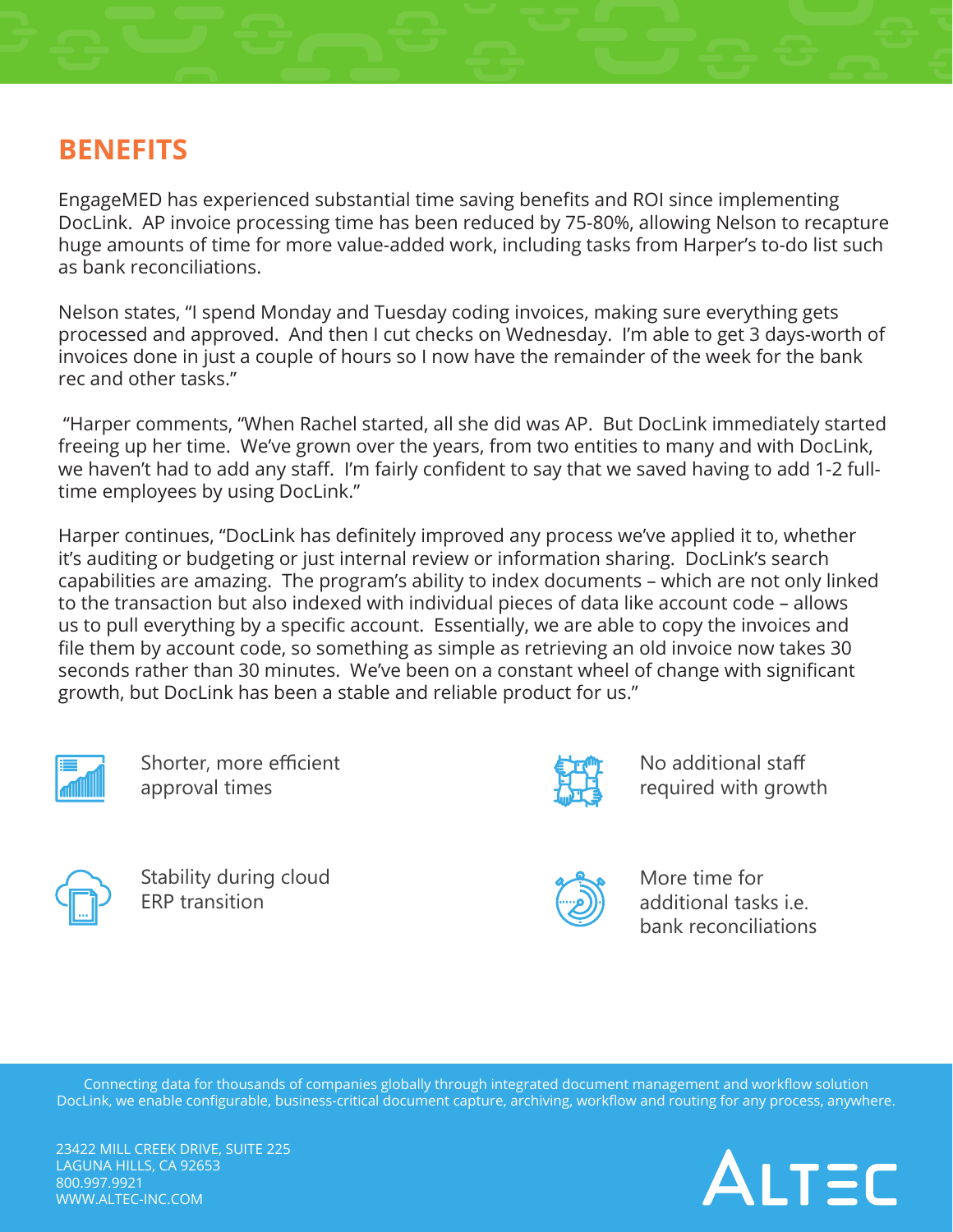## BENEFITS

EngageMED has experienced substantial time saving benefits and ROI since implementing DocLink. AP invoice processing time has been reduced by 75-80%, allowing Nelson to recapture huge amounts of time for more value-added work, including tasks from Harper's to-do list such as bank reconciliations.

Nelson states, "I spend Monday and Tuesday coding invoices, making sure everything gets processed and approved. And then I cut checks on Wednesday. I'm able to get 3 days-worth of invoices done in just a couple of hours so I now have the remainder of the week for the bank rec and other tasks."

"Harper comments, "When Rachel started, all she did was AP. But DocLink immediately started freeing up her time. We've grown over the years, from two entities to many and with DocLink, we haven't had to add any staff. I'm fairly confident to say that we saved having to add 1-2 full-time employees by using DocLink."

Harper continues, "DocLink has definitely improved any process we've applied it to, whether it's auditing or budgeting or just internal review or information sharing. DocLink's search capabilities are amazing. The program's ability to index documents – which are not only linked to the transaction but also indexed with individual pieces of data like account code – allows us to pull everything by a specific account. Essentially, we are able to copy the invoices and file them by account code, so something as simple as retrieving an old invoice now takes 30 seconds rather than 30 minutes. We've been on a constant wheel of change with significant growth, but DocLink has been a stable and reliable product for us."

- Shorter, more efficient approval times
- No additional staff required with growth
- Stability during cloud ERP transition
- More time for additional tasks i.e. bank reconciliations

Connecting data for thousands of companies globally through integrated document management and workflow solution DocLink, we enable configurable, business-critical document capture, archiving, workflow and routing for any process, anywhere.

23422 MILL CREEK DRIVE, SUITE 225
LAGUNA HILLS, CA 92653
800.997.9921
WWW.ALTEC-INC.COM

ALTEC